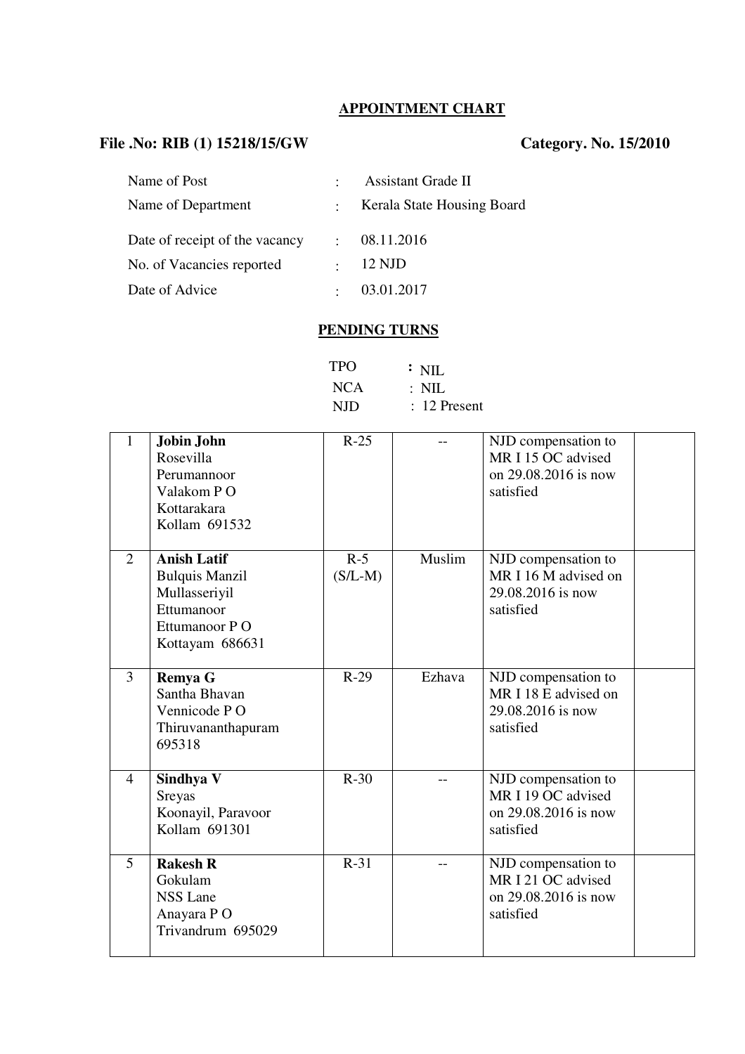## APPOINTMENT CHART

**File .No: RIB (1) 15218/15/GW** **Category. No. 15/2010**

| | | |
|---|---|---|
| Name of Post | : | Assistant Grade II |
| Name of Department | : | Kerala State Housing Board |
| Date of receipt of the vacancy | : | 08.11.2016 |
| No. of Vacancies reported | : | 12 NJD |
| Date of Advice | : | 03.01.2017 |

## PENDING TURNS

| | |
|---|---|
| TPO | : NIL |
| NCA | : NIL |
| NJD | : 12 Present |

| | | | | | |
|---|---|---|---|---|---|
| 1 | **Jobin John**<br>Rosevilla<br>Perumannoor<br>Valakom P O<br>Kottarakara<br>Kollam 691532 | R-25 | -- | NJD compensation to MR I 15 OC advised on 29.08.2016 is now satisfied | |
| 2 | **Anish Latif**<br>Bulquis Manzil<br>Mullasseriyil<br>Ettumanoor<br>Ettumanoor P O<br>Kottayam 686631 | R-5 (S/L-M) | Muslim | NJD compensation to MR I 16 M advised on 29.08.2016 is now satisfied | |
| 3 | **Remya G**<br>Santha Bhavan<br>Vennicode P O<br>Thiruvananthapuram 695318 | R-29 | Ezhava | NJD compensation to MR I 18 E advised on 29.08.2016 is now satisfied | |
| 4 | **Sindhya V**<br>Sreyas<br>Koonayil, Paravoor<br>Kollam 691301 | R-30 | -- | NJD compensation to MR I 19 OC advised on 29.08.2016 is now satisfied | |
| 5 | **Rakesh R**<br>Gokulam<br>NSS Lane<br>Anayara P O<br>Trivandrum 695029 | R-31 | -- | NJD compensation to MR I 21 OC advised on 29.08.2016 is now satisfied | |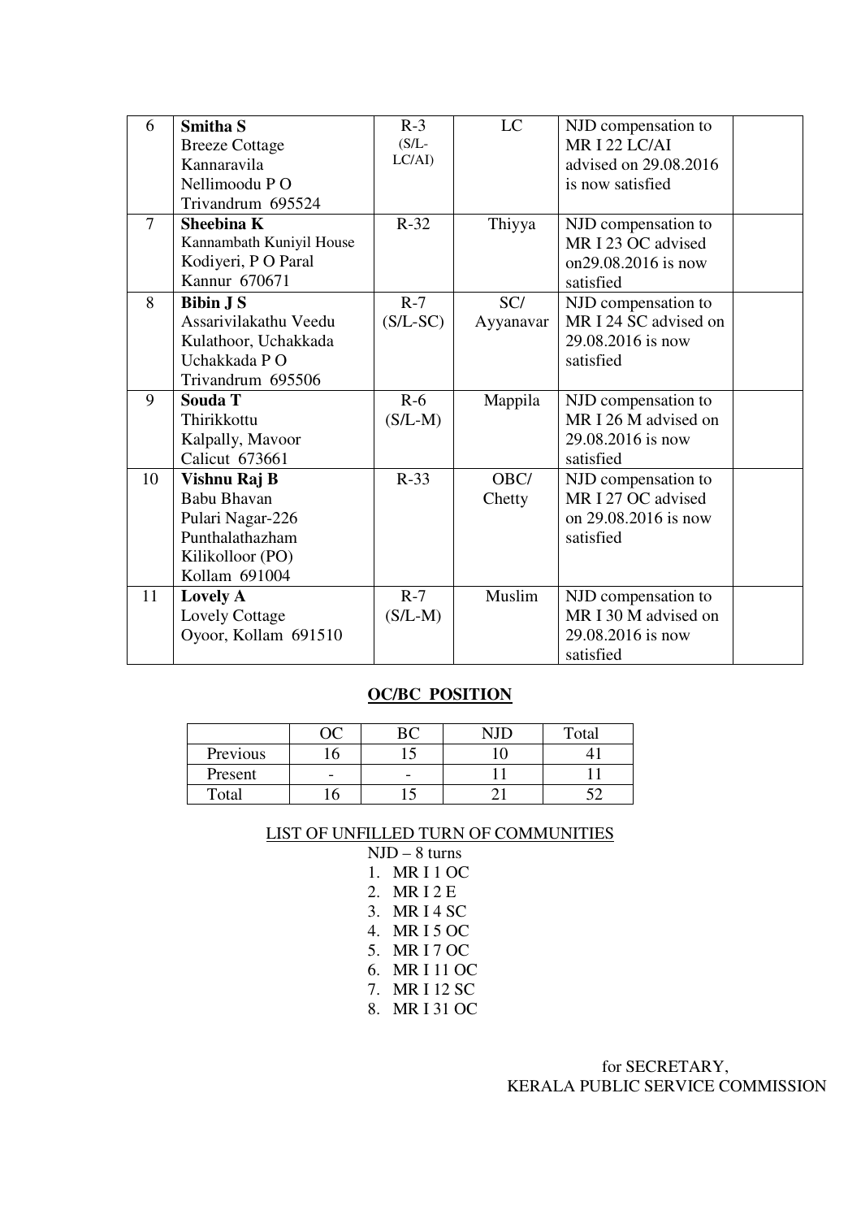| | | | | | |
|---|---|---|---|---|---|
| 6 | **Smitha S**<br>Breeze Cottage<br>Kannaravila<br>Nellimoodu P O<br>Trivandrum 695524 | R-3<br>(S/L-LC/AI) | LC | NJD compensation to MR I 22 LC/AI advised on 29.08.2016 is now satisfied | |
| 7 | **Sheebina K**<br>Kannambath Kuniyil House<br>Kodiyeri, P O Paral<br>Kannur 670671 | R-32 | Thiyya | NJD compensation to MR I 23 OC advised on29.08.2016 is now satisfied | |
| 8 | **Bibin J S**<br>Assarivilakathu Veedu<br>Kulathoor, Uchakkada<br>Uchakkada P O<br>Trivandrum 695506 | R-7<br>(S/L-SC) | SC/<br>Ayyanavar | NJD compensation to MR I 24 SC advised on 29.08.2016 is now satisfied | |
| 9 | **Souda T**<br>Thirikkottu<br>Kalpally, Mavoor<br>Calicut 673661 | R-6<br>(S/L-M) | Mappila | NJD compensation to MR I 26 M advised on 29.08.2016 is now satisfied | |
| 10 | **Vishnu Raj B**<br>Babu Bhavan<br>Pulari Nagar-226<br>Punthalathazham<br>Kilikolloor (PO)<br>Kollam 691004 | R-33 | OBC/<br>Chetty | NJD compensation to MR I 27 OC advised on 29.08.2016 is now satisfied | |
| 11 | **Lovely A**<br>Lovely Cottage<br>Oyoor, Kollam 691510 | R-7<br>(S/L-M) | Muslim | NJD compensation to MR I 30 M advised on 29.08.2016 is now satisfied | |

**OC/BC POSITION**

| | OC | BC | NJD | Total |
|---|---|---|---|---|
| Previous | 16 | 15 | 10 | 41 |
| Present | - | - | 11 | 11 |
| Total | 16 | 15 | 21 | 52 |

LIST OF UNFILLED TURN OF COMMUNITIES

NJD – 8 turns

1. MR I 1 OC
2. MR I 2 E
3. MR I 4 SC
4. MR I 5 OC
5. MR I 7 OC
6. MR I 11 OC
7. MR I 12 SC
8. MR I 31 OC

for SECRETARY,
KERALA PUBLIC SERVICE COMMISSION